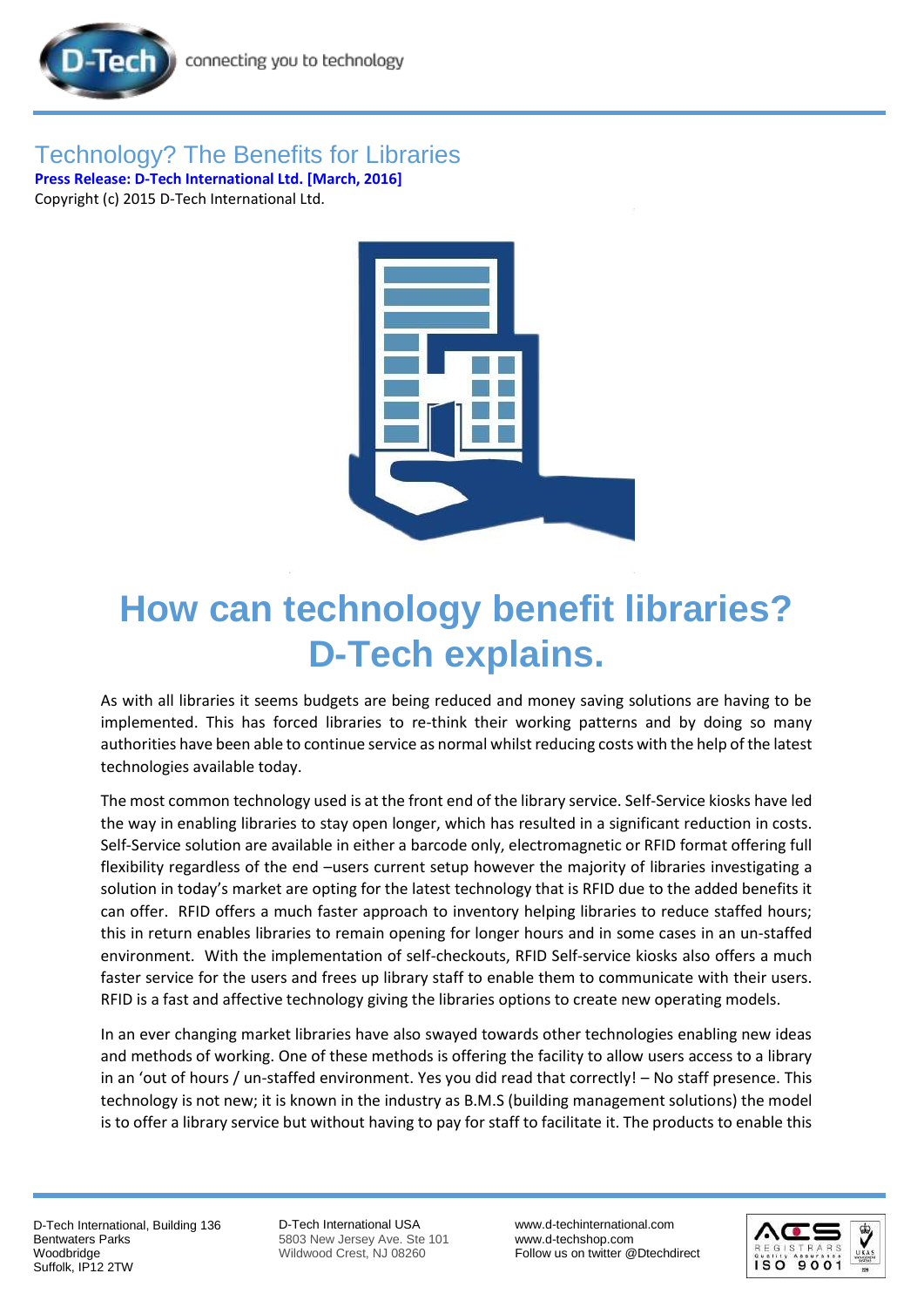# Technology? The Benefits for Libraries

**Press Release: D-Tech International Ltd. [March, 2016]**

Copyright (c) 2015 D-Tech International Ltd.

## How can technology benefit libraries? D-Tech explains.

As with all libraries it seems budgets are being reduced and money saving solutions are having to be implemented. This has forced libraries to re-think their working patterns and by doing so many authorities have been able to continue service as normal whilst reducing costs with the help of the latest technologies available today.

The most common technology used is at the front end of the library service. Self-Service kiosks have led the way in enabling libraries to stay open longer, which has resulted in a significant reduction in costs. Self-Service solution are available in either a barcode only, electromagnetic or RFID format offering full flexibility regardless of the end –users current setup however the majority of libraries investigating a solution in today's market are opting for the latest technology that is RFID due to the added benefits it can offer. RFID offers a much faster approach to inventory helping libraries to reduce staffed hours; this in return enables libraries to remain opening for longer hours and in some cases in an un-staffed environment. With the implementation of self-checkouts, RFID Self-service kiosks also offers a much faster service for the users and frees up library staff to enable them to communicate with their users. RFID is a fast and affective technology giving the libraries options to create new operating models.

In an ever changing market libraries have also swayed towards other technologies enabling new ideas and methods of working. One of these methods is offering the facility to allow users access to a library in an 'out of hours / un-staffed environment. Yes you did read that correctly! – No staff presence. This technology is not new; it is known in the industry as B.M.S (building management solutions) the model is to offer a library service but without having to pay for staff to facilitate it. The products to enable this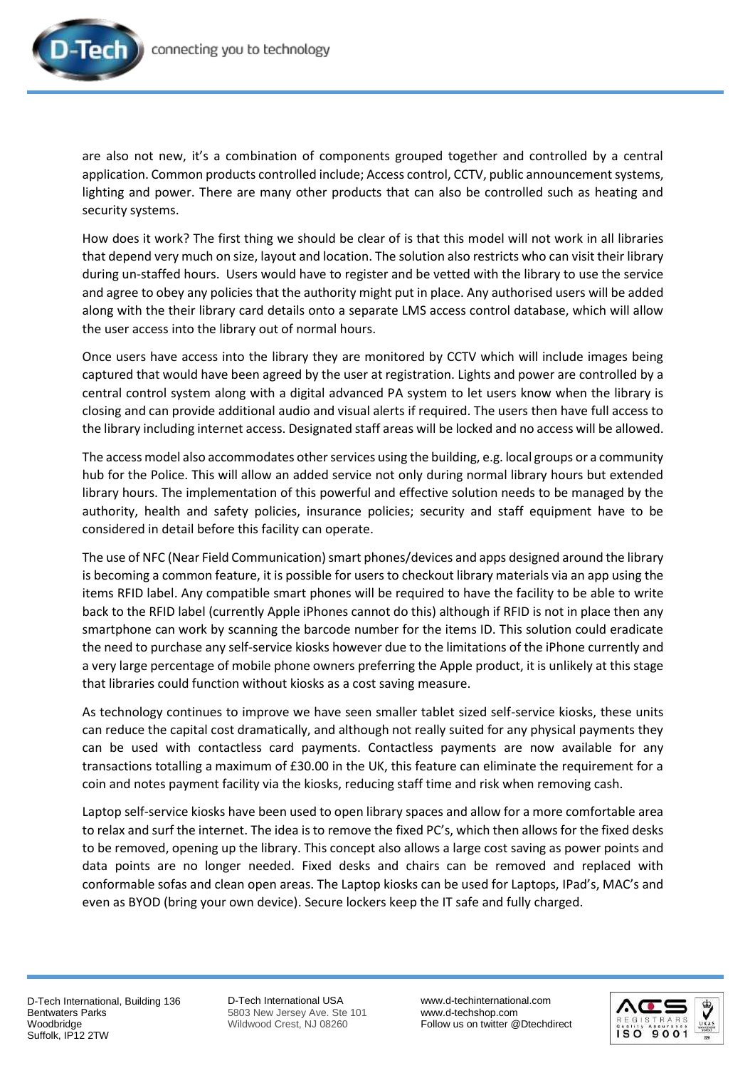are also not new, it's a combination of components grouped together and controlled by a central application. Common products controlled include; Access control, CCTV, public announcement systems, lighting and power. There are many other products that can also be controlled such as heating and security systems.

How does it work? The first thing we should be clear of is that this model will not work in all libraries that depend very much on size, layout and location. The solution also restricts who can visit their library during un-staffed hours. Users would have to register and be vetted with the library to use the service and agree to obey any policies that the authority might put in place. Any authorised users will be added along with the their library card details onto a separate LMS access control database, which will allow the user access into the library out of normal hours.

Once users have access into the library they are monitored by CCTV which will include images being captured that would have been agreed by the user at registration. Lights and power are controlled by a central control system along with a digital advanced PA system to let users know when the library is closing and can provide additional audio and visual alerts if required. The users then have full access to the library including internet access. Designated staff areas will be locked and no access will be allowed.

The access model also accommodates other services using the building, e.g. local groups or a community hub for the Police. This will allow an added service not only during normal library hours but extended library hours. The implementation of this powerful and effective solution needs to be managed by the authority, health and safety policies, insurance policies; security and staff equipment have to be considered in detail before this facility can operate.

The use of NFC (Near Field Communication) smart phones/devices and apps designed around the library is becoming a common feature, it is possible for users to checkout library materials via an app using the items RFID label. Any compatible smart phones will be required to have the facility to be able to write back to the RFID label (currently Apple iPhones cannot do this) although if RFID is not in place then any smartphone can work by scanning the barcode number for the items ID. This solution could eradicate the need to purchase any self-service kiosks however due to the limitations of the iPhone currently and a very large percentage of mobile phone owners preferring the Apple product, it is unlikely at this stage that libraries could function without kiosks as a cost saving measure.

As technology continues to improve we have seen smaller tablet sized self-service kiosks, these units can reduce the capital cost dramatically, and although not really suited for any physical payments they can be used with contactless card payments. Contactless payments are now available for any transactions totalling a maximum of £30.00 in the UK, this feature can eliminate the requirement for a coin and notes payment facility via the kiosks, reducing staff time and risk when removing cash.

Laptop self-service kiosks have been used to open library spaces and allow for a more comfortable area to relax and surf the internet. The idea is to remove the fixed PC's, which then allows for the fixed desks to be removed, opening up the library. This concept also allows a large cost saving as power points and data points are no longer needed. Fixed desks and chairs can be removed and replaced with conformable sofas and clean open areas. The Laptop kiosks can be used for Laptops, IPad's, MAC's and even as BYOD (bring your own device). Secure lockers keep the IT safe and fully charged.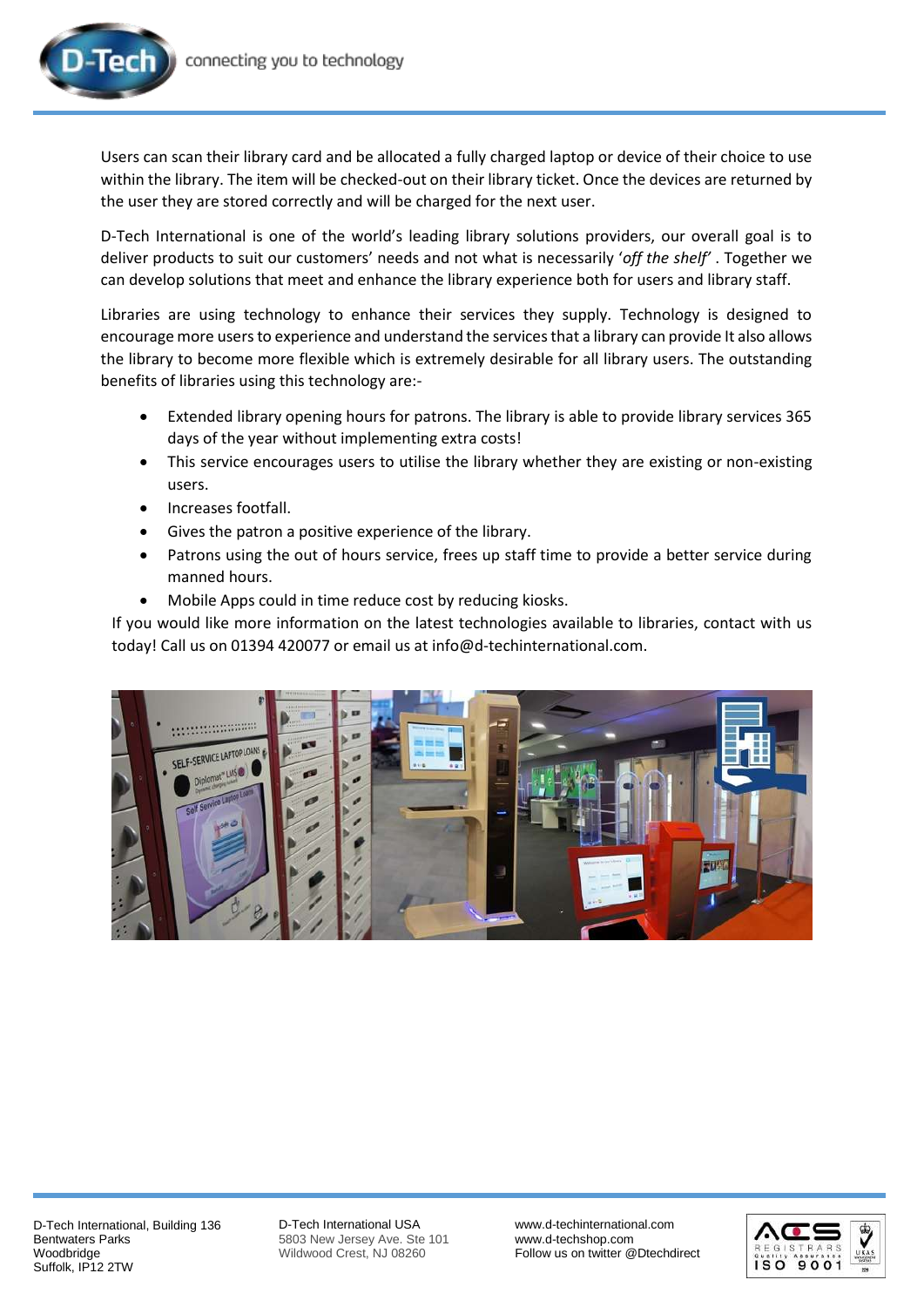Users can scan their library card and be allocated a fully charged laptop or device of their choice to use within the library. The item will be checked-out on their library ticket. Once the devices are returned by the user they are stored correctly and will be charged for the next user.

D-Tech International is one of the world's leading library solutions providers, our overall goal is to deliver products to suit our customers' needs and not what is necessarily '*off the shelf*' . Together we can develop solutions that meet and enhance the library experience both for users and library staff.

Libraries are using technology to enhance their services they supply. Technology is designed to encourage more users to experience and understand the services that a library can provide It also allows the library to become more flexible which is extremely desirable for all library users. The outstanding benefits of libraries using this technology are:-

- Extended library opening hours for patrons. The library is able to provide library services 365 days of the year without implementing extra costs!
- This service encourages users to utilise the library whether they are existing or non-existing users.
- Increases footfall.
- Gives the patron a positive experience of the library.
- Patrons using the out of hours service, frees up staff time to provide a better service during manned hours.
- Mobile Apps could in time reduce cost by reducing kiosks.

If you would like more information on the latest technologies available to libraries, contact with us today! Call us on 01394 420077 or email us at info@d-techinternational.com.